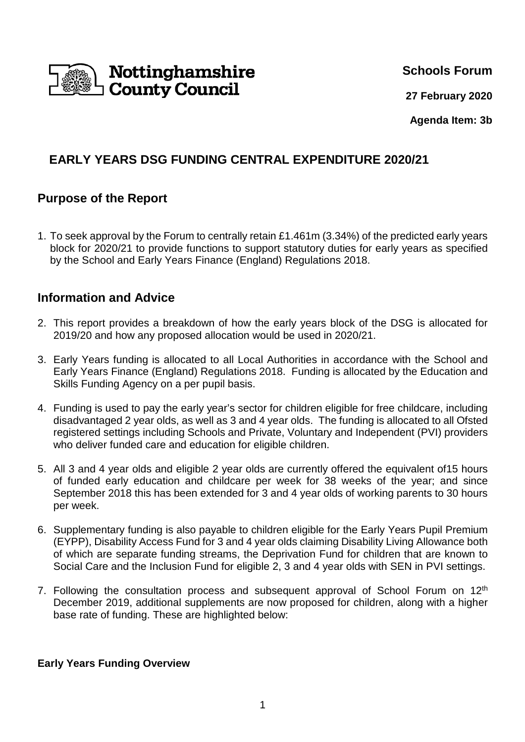Nottinghamshire County Council

**Schools Forum**

**27 February 2020**

**Agenda Item: 3b**

# EARLY YEARS DSG FUNDING CENTRAL EXPENDITURE 2020/21

## Purpose of the Report

1. To seek approval by the Forum to centrally retain £1.461m (3.34%) of the predicted early years block for 2020/21 to provide functions to support statutory duties for early years as specified by the School and Early Years Finance (England) Regulations 2018.

## Information and Advice

2. This report provides a breakdown of how the early years block of the DSG is allocated for 2019/20 and how any proposed allocation would be used in 2020/21.

3. Early Years funding is allocated to all Local Authorities in accordance with the School and Early Years Finance (England) Regulations 2018. Funding is allocated by the Education and Skills Funding Agency on a per pupil basis.

4. Funding is used to pay the early year's sector for children eligible for free childcare, including disadvantaged 2 year olds, as well as 3 and 4 year olds. The funding is allocated to all Ofsted registered settings including Schools and Private, Voluntary and Independent (PVI) providers who deliver funded care and education for eligible children.

5. All 3 and 4 year olds and eligible 2 year olds are currently offered the equivalent of15 hours of funded early education and childcare per week for 38 weeks of the year; and since September 2018 this has been extended for 3 and 4 year olds of working parents to 30 hours per week.

6. Supplementary funding is also payable to children eligible for the Early Years Pupil Premium (EYPP), Disability Access Fund for 3 and 4 year olds claiming Disability Living Allowance both of which are separate funding streams, the Deprivation Fund for children that are known to Social Care and the Inclusion Fund for eligible 2, 3 and 4 year olds with SEN in PVI settings.

7. Following the consultation process and subsequent approval of School Forum on 12th December 2019, additional supplements are now proposed for children, along with a higher base rate of funding. These are highlighted below:

**Early Years Funding Overview**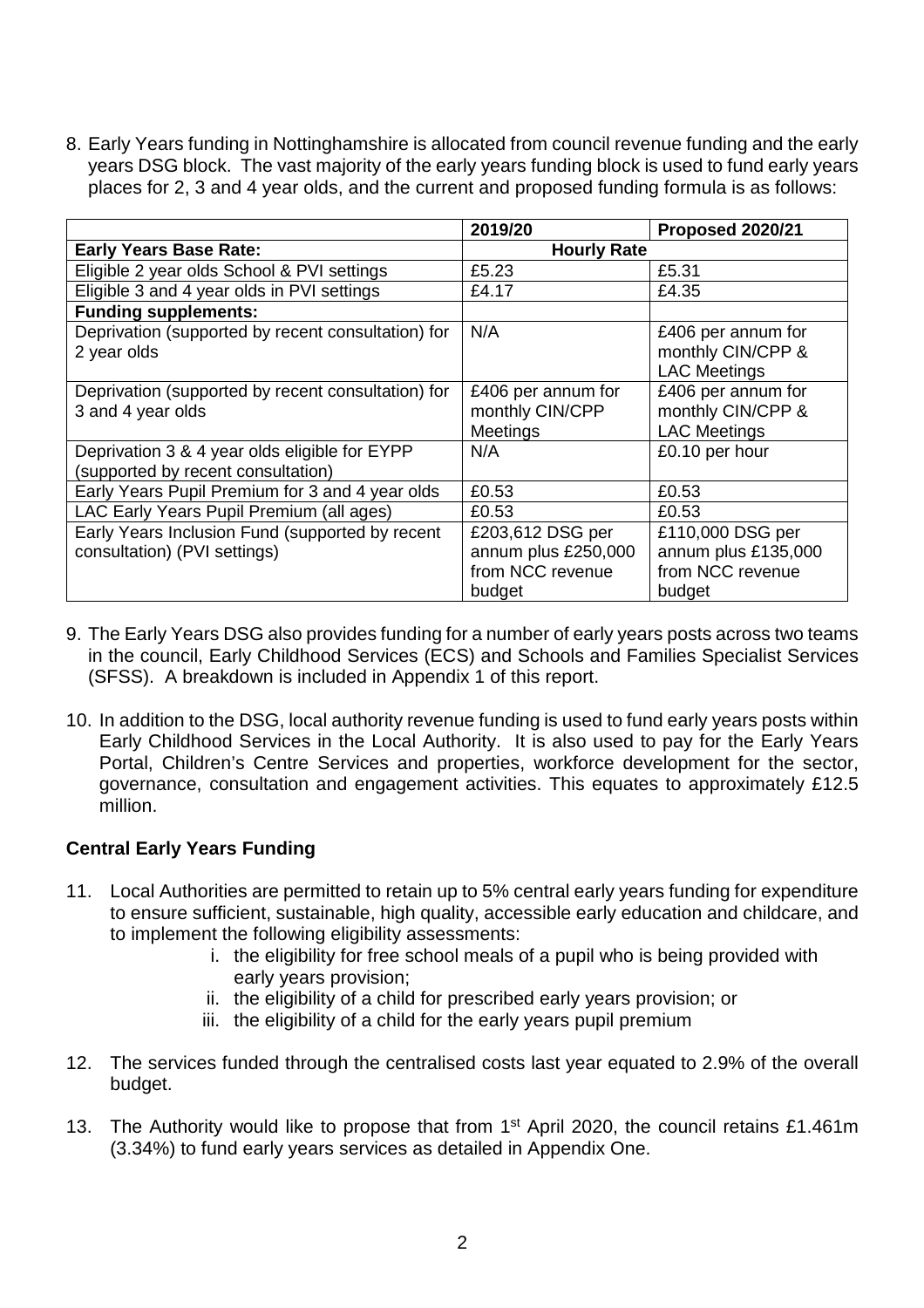8. Early Years funding in Nottinghamshire is allocated from council revenue funding and the early years DSG block. The vast majority of the early years funding block is used to fund early years places for 2, 3 and 4 year olds, and the current and proposed funding formula is as follows:

| | 2019/20 | Proposed 2020/21 |
|---|---|---|
| **Early Years Base Rate:** | **Hourly Rate** | |
| Eligible 2 year olds School & PVI settings | £5.23 | £5.31 |
| Eligible 3 and 4 year olds in PVI settings | £4.17 | £4.35 |
| **Funding supplements:** | | |
| Deprivation (supported by recent consultation) for 2 year olds | N/A | £406 per annum for monthly CIN/CPP & LAC Meetings |
| Deprivation (supported by recent consultation) for 3 and 4 year olds | £406 per annum for monthly CIN/CPP Meetings | £406 per annum for monthly CIN/CPP & LAC Meetings |
| Deprivation 3 & 4 year olds eligible for EYPP (supported by recent consultation) | N/A | £0.10 per hour |
| Early Years Pupil Premium for 3 and 4 year olds | £0.53 | £0.53 |
| LAC Early Years Pupil Premium (all ages) | £0.53 | £0.53 |
| Early Years Inclusion Fund (supported by recent consultation) (PVI settings) | £203,612 DSG per annum plus £250,000 from NCC revenue budget | £110,000 DSG per annum plus £135,000 from NCC revenue budget |

9. The Early Years DSG also provides funding for a number of early years posts across two teams in the council, Early Childhood Services (ECS) and Schools and Families Specialist Services (SFSS). A breakdown is included in Appendix 1 of this report.

10. In addition to the DSG, local authority revenue funding is used to fund early years posts within Early Childhood Services in the Local Authority. It is also used to pay for the Early Years Portal, Children's Centre Services and properties, workforce development for the sector, governance, consultation and engagement activities. This equates to approximately £12.5 million.

**Central Early Years Funding**

11. Local Authorities are permitted to retain up to 5% central early years funding for expenditure to ensure sufficient, sustainable, high quality, accessible early education and childcare, and to implement the following eligibility assessments:
    i. the eligibility for free school meals of a pupil who is being provided with early years provision;
    ii. the eligibility of a child for prescribed early years provision; or
    iii. the eligibility of a child for the early years pupil premium

12. The services funded through the centralised costs last year equated to 2.9% of the overall budget.

13. The Authority would like to propose that from 1st April 2020, the council retains £1.461m (3.34%) to fund early years services as detailed in Appendix One.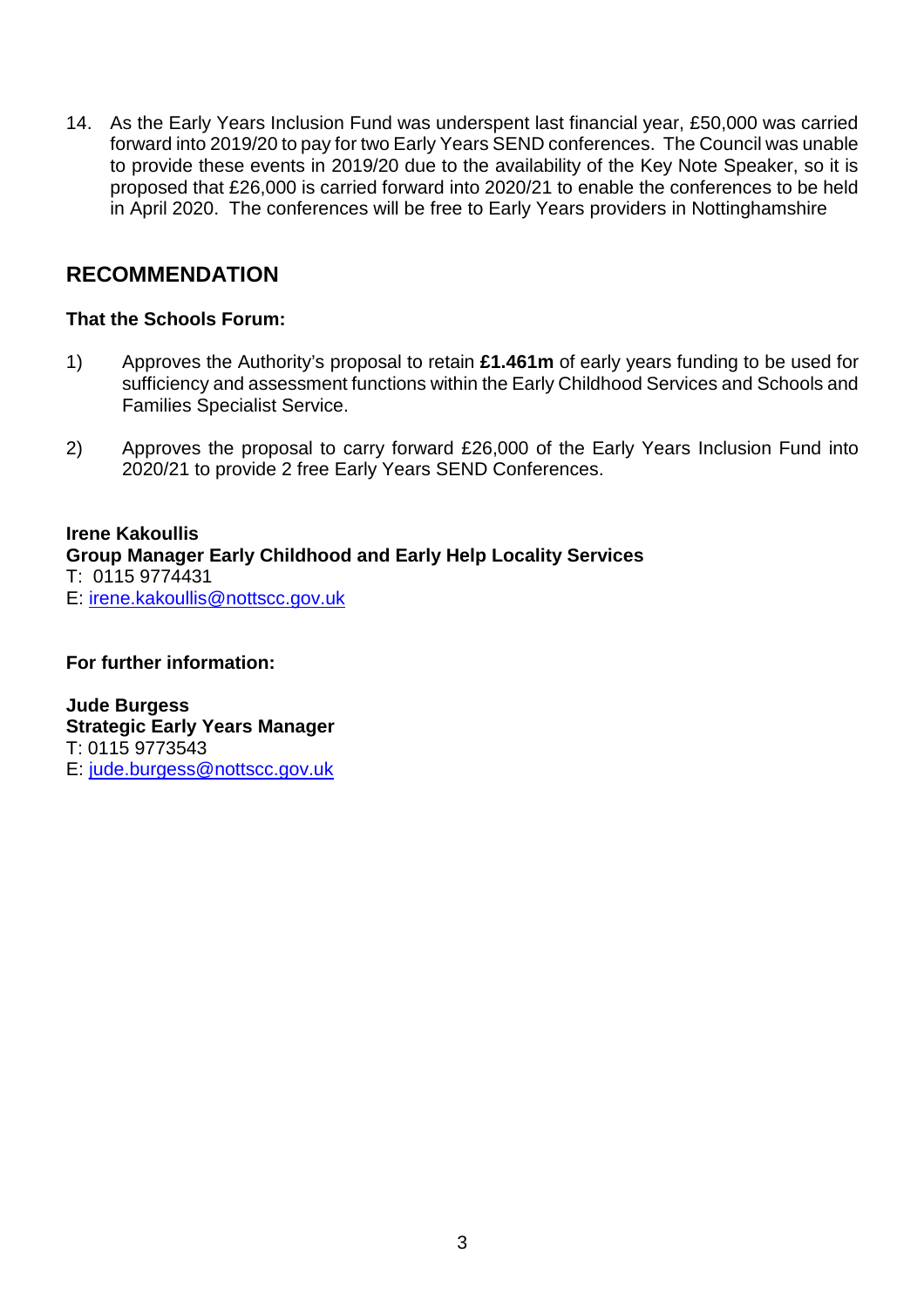14. As the Early Years Inclusion Fund was underspent last financial year, £50,000 was carried forward into 2019/20 to pay for two Early Years SEND conferences. The Council was unable to provide these events in 2019/20 due to the availability of the Key Note Speaker, so it is proposed that £26,000 is carried forward into 2020/21 to enable the conferences to be held in April 2020. The conferences will be free to Early Years providers in Nottinghamshire

## RECOMMENDATION

**That the Schools Forum:**

1) Approves the Authority's proposal to retain **£1.461m** of early years funding to be used for sufficiency and assessment functions within the Early Childhood Services and Schools and Families Specialist Service.

2) Approves the proposal to carry forward £26,000 of the Early Years Inclusion Fund into 2020/21 to provide 2 free Early Years SEND Conferences.

**Irene Kakoullis**
**Group Manager Early Childhood and Early Help Locality Services**
T: 0115 9774431
E: irene.kakoullis@nottscc.gov.uk

**For further information:**

**Jude Burgess**
**Strategic Early Years Manager**
T: 0115 9773543
E: jude.burgess@nottscc.gov.uk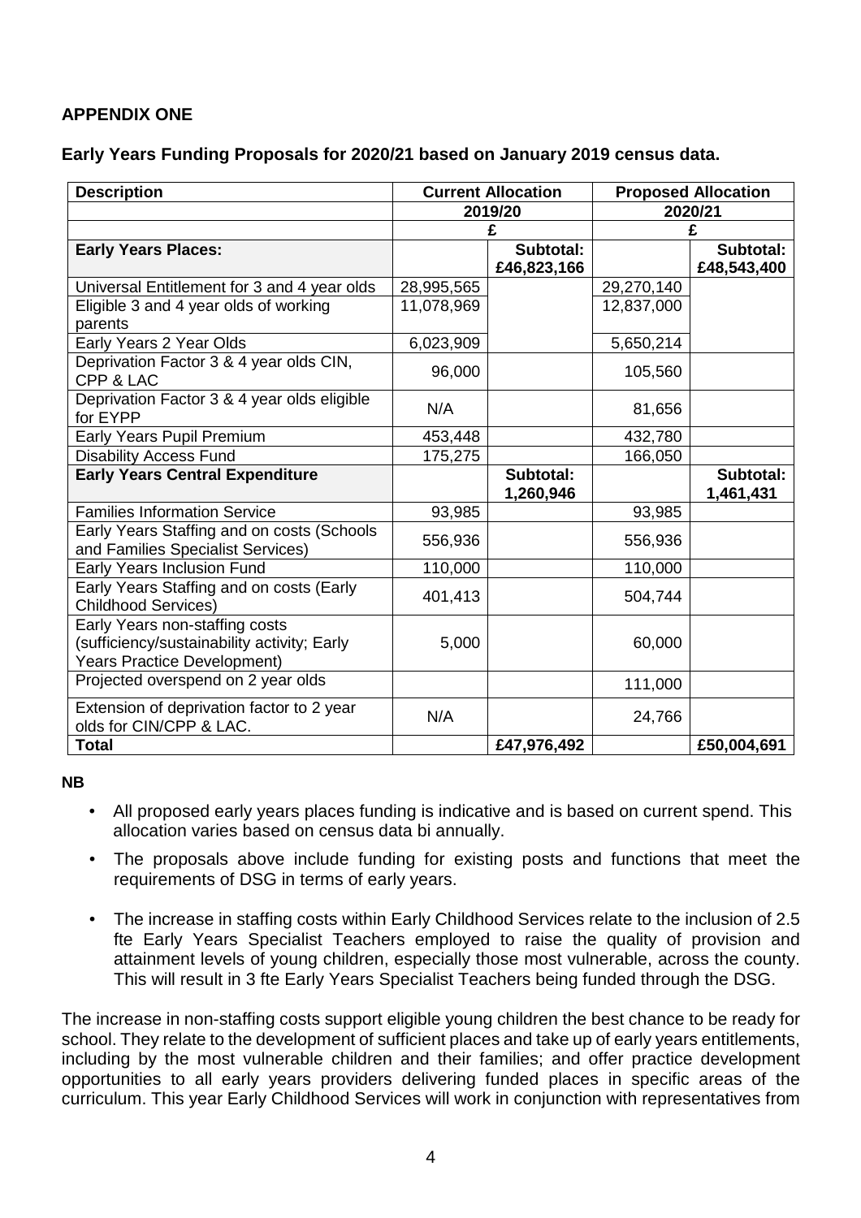## APPENDIX ONE

### Early Years Funding Proposals for 2020/21 based on January 2019 census data.

| Description | Current Allocation | | Proposed Allocation | |
|---|---|---|---|---|
| | 2019/20 | | 2020/21 | |
| | £ | | £ | |
| **Early Years Places:** | | **Subtotal: £46,823,166** | | **Subtotal: £48,543,400** |
| Universal Entitlement for 3 and 4 year olds | 28,995,565 | | 29,270,140 | |
| Eligible 3 and 4 year olds of working parents | 11,078,969 | | 12,837,000 | |
| Early Years 2 Year Olds | 6,023,909 | | 5,650,214 | |
| Deprivation Factor 3 & 4 year olds CIN, CPP & LAC | 96,000 | | 105,560 | |
| Deprivation Factor 3 & 4 year olds eligible for EYPP | N/A | | 81,656 | |
| Early Years Pupil Premium | 453,448 | | 432,780 | |
| Disability Access Fund | 175,275 | | 166,050 | |
| **Early Years Central Expenditure** | | **Subtotal: 1,260,946** | | **Subtotal: 1,461,431** |
| Families Information Service | 93,985 | | 93,985 | |
| Early Years Staffing and on costs (Schools and Families Specialist Services) | 556,936 | | 556,936 | |
| Early Years Inclusion Fund | 110,000 | | 110,000 | |
| Early Years Staffing and on costs (Early Childhood Services) | 401,413 | | 504,744 | |
| Early Years non-staffing costs (sufficiency/sustainability activity; Early Years Practice Development) | 5,000 | | 60,000 | |
| Projected overspend on 2 year olds | | | 111,000 | |
| Extension of deprivation factor to 2 year olds for CIN/CPP & LAC. | N/A | | 24,766 | |
| **Total** | | **£47,976,492** | | **£50,004,691** |

**NB**

- All proposed early years places funding is indicative and is based on current spend. This allocation varies based on census data bi annually.
- The proposals above include funding for existing posts and functions that meet the requirements of DSG in terms of early years.
- The increase in staffing costs within Early Childhood Services relate to the inclusion of 2.5 fte Early Years Specialist Teachers employed to raise the quality of provision and attainment levels of young children, especially those most vulnerable, across the county. This will result in 3 fte Early Years Specialist Teachers being funded through the DSG.

The increase in non-staffing costs support eligible young children the best chance to be ready for school. They relate to the development of sufficient places and take up of early years entitlements, including by the most vulnerable children and their families; and offer practice development opportunities to all early years providers delivering funded places in specific areas of the curriculum. This year Early Childhood Services will work in conjunction with representatives from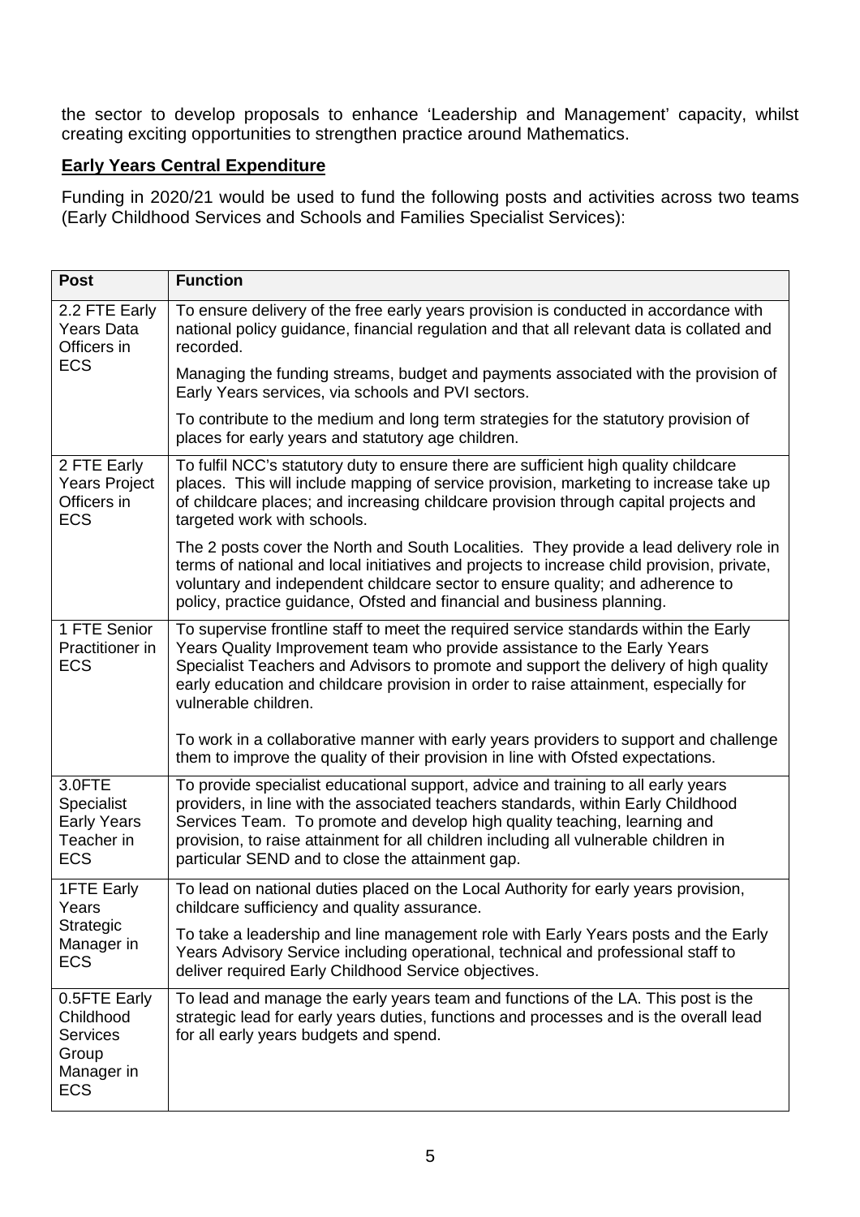the sector to develop proposals to enhance 'Leadership and Management' capacity, whilst creating exciting opportunities to strengthen practice around Mathematics.

**Early Years Central Expenditure**

Funding in 2020/21 would be used to fund the following posts and activities across two teams (Early Childhood Services and Schools and Families Specialist Services):

| Post | Function |
|---|---|
| 2.2 FTE Early Years Data Officers in ECS | To ensure delivery of the free early years provision is conducted in accordance with national policy guidance, financial regulation and that all relevant data is collated and recorded.<br><br>Managing the funding streams, budget and payments associated with the provision of Early Years services, via schools and PVI sectors.<br><br>To contribute to the medium and long term strategies for the statutory provision of places for early years and statutory age children. |
| 2 FTE Early Years Project Officers in ECS | To fulfil NCC's statutory duty to ensure there are sufficient high quality childcare places. This will include mapping of service provision, marketing to increase take up of childcare places; and increasing childcare provision through capital projects and targeted work with schools.<br><br>The 2 posts cover the North and South Localities. They provide a lead delivery role in terms of national and local initiatives and projects to increase child provision, private, voluntary and independent childcare sector to ensure quality; and adherence to policy, practice guidance, Ofsted and financial and business planning. |
| 1 FTE Senior Practitioner in ECS | To supervise frontline staff to meet the required service standards within the Early Years Quality Improvement team who provide assistance to the Early Years Specialist Teachers and Advisors to promote and support the delivery of high quality early education and childcare provision in order to raise attainment, especially for vulnerable children.<br><br>To work in a collaborative manner with early years providers to support and challenge them to improve the quality of their provision in line with Ofsted expectations. |
| 3.0FTE Specialist Early Years Teacher in ECS | To provide specialist educational support, advice and training to all early years providers, in line with the associated teachers standards, within Early Childhood Services Team. To promote and develop high quality teaching, learning and provision, to raise attainment for all children including all vulnerable children in particular SEND and to close the attainment gap. |
| 1FTE Early Years Strategic Manager in ECS | To lead on national duties placed on the Local Authority for early years provision, childcare sufficiency and quality assurance.<br><br>To take a leadership and line management role with Early Years posts and the Early Years Advisory Service including operational, technical and professional staff to deliver required Early Childhood Service objectives. |
| 0.5FTE Early Childhood Services Group Manager in ECS | To lead and manage the early years team and functions of the LA. This post is the strategic lead for early years duties, functions and processes and is the overall lead for all early years budgets and spend. |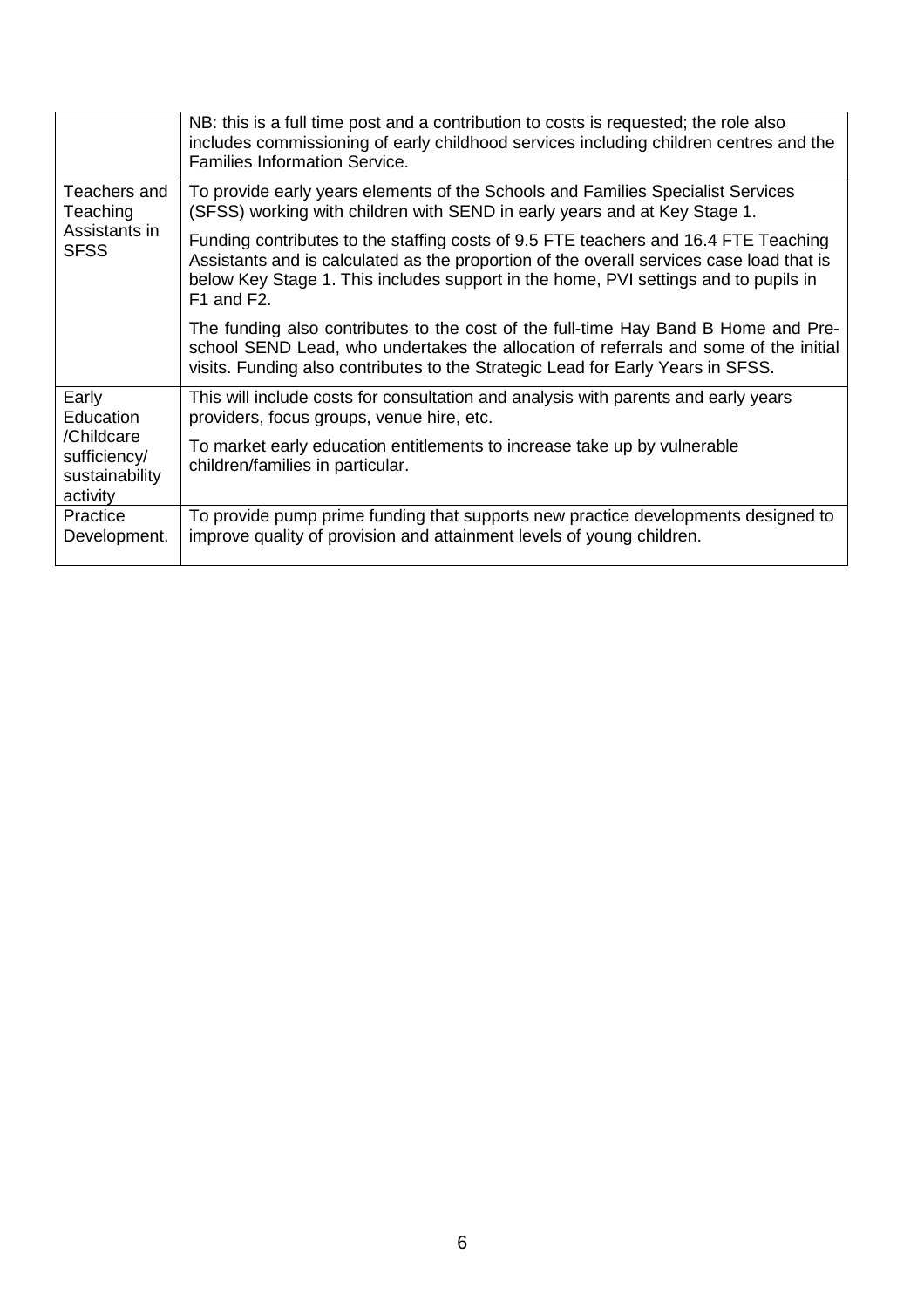| | |
|---|---|
| | NB: this is a full time post and a contribution to costs is requested; the role also includes commissioning of early childhood services including children centres and the Families Information Service. |
| Teachers and Teaching Assistants in SFSS | To provide early years elements of the Schools and Families Specialist Services (SFSS) working with children with SEND in early years and at Key Stage 1.<br><br>Funding contributes to the staffing costs of 9.5 FTE teachers and 16.4 FTE Teaching Assistants and is calculated as the proportion of the overall services case load that is below Key Stage 1. This includes support in the home, PVI settings and to pupils in F1 and F2.<br><br>The funding also contributes to the cost of the full-time Hay Band B Home and Pre-school SEND Lead, who undertakes the allocation of referrals and some of the initial visits. Funding also contributes to the Strategic Lead for Early Years in SFSS. |
| Early Education /Childcare sufficiency/ sustainability activity | This will include costs for consultation and analysis with parents and early years providers, focus groups, venue hire, etc.<br><br>To market early education entitlements to increase take up by vulnerable children/families in particular. |
| Practice Development. | To provide pump prime funding that supports new practice developments designed to improve quality of provision and attainment levels of young children. |